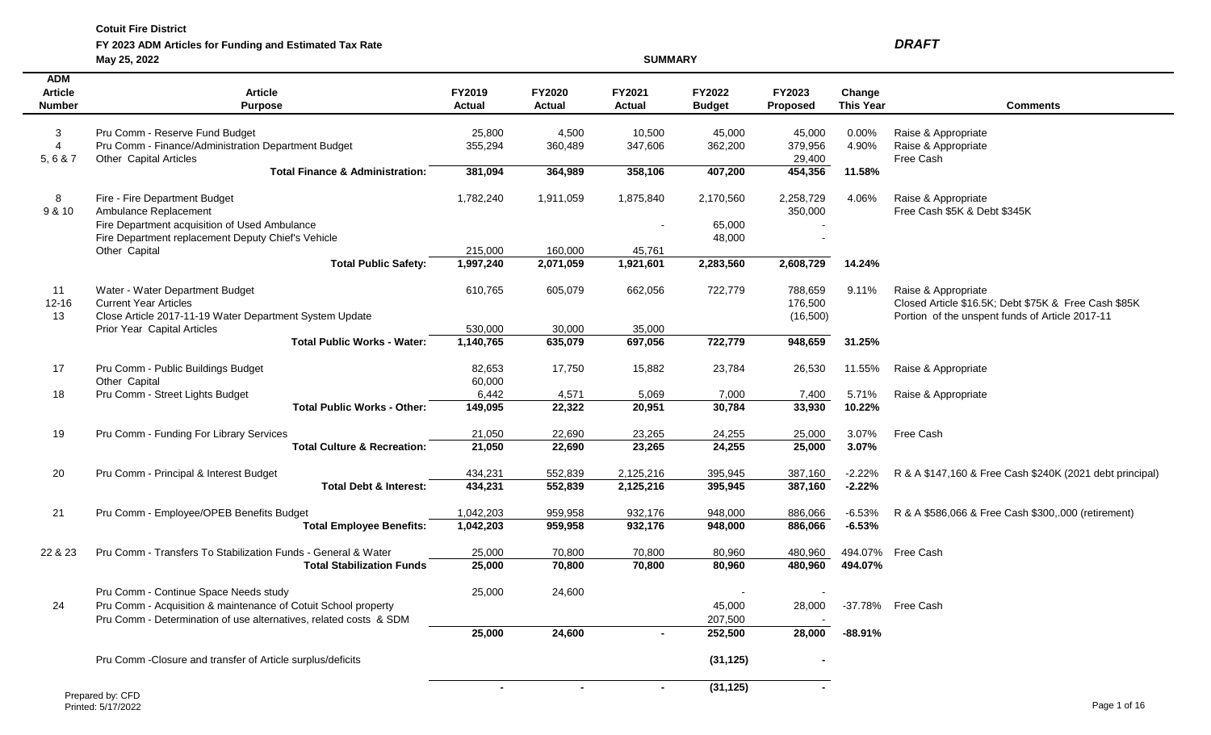**Cotuit Fire District**

**FY 2023 ADM Articles for Funding and Estimated Tax Rate**

***DRAFT***

**May 25, 2022**

**SUMMARY**

| ADM Article Number | Article Purpose | FY2019 Actual | FY2020 Actual | FY2021 Actual | FY2022 Budget | FY2023 Proposed | Change This Year | Comments |
|---|---|---|---|---|---|---|---|---|
| 3 | Pru Comm - Reserve Fund Budget | 25,800 | 4,500 | 10,500 | 45,000 | 45,000 | 0.00% | Raise & Appropriate |
| 4 | Pru Comm - Finance/Administration Department Budget | 355,294 | 360,489 | 347,606 | 362,200 | 379,956 | 4.90% | Raise & Appropriate |
| 5, 6 & 7 | Other Capital Articles | | | | | 29,400 | | Free Cash |
| | **Total Finance & Administration:** | **381,094** | **364,989** | **358,106** | **407,200** | **454,356** | **11.58%** | |
| 8 | Fire - Fire Department Budget | 1,782,240 | 1,911,059 | 1,875,840 | 2,170,560 | 2,258,729 | 4.06% | Raise & Appropriate |
| 9 & 10 | Ambulance Replacement | | | | | 350,000 | | Free Cash $5K & Debt $345K |
| | Fire Department acquisition of Used Ambulance | | | - | 65,000 | - | | |
| | Fire Department replacement Deputy Chief's Vehicle | | | | 48,000 | - | | |
| | Other Capital | 215,000 | 160,000 | 45,761 | | | | |
| | **Total Public Safety:** | **1,997,240** | **2,071,059** | **1,921,601** | **2,283,560** | **2,608,729** | **14.24%** | |
| 11 | Water - Water Department Budget | 610,765 | 605,079 | 662,056 | 722,779 | 788,659 | 9.11% | Raise & Appropriate |
| 12-16 | Current Year Articles | | | | | 176,500 | | Closed Article $16.5K; Debt $75K & Free Cash $85K |
| 13 | Close Article 2017-11-19 Water Department System Update | | | | | (16,500) | | Portion of the unspent funds of Article 2017-11 |
| | Prior Year Capital Articles | 530,000 | 30,000 | 35,000 | | | | |
| | **Total Public Works - Water:** | **1,140,765** | **635,079** | **697,056** | **722,779** | **948,659** | **31.25%** | |
| 17 | Pru Comm - Public Buildings Budget | 82,653 | 17,750 | 15,882 | 23,784 | 26,530 | 11.55% | Raise & Appropriate |
| | Other Capital | 60,000 | | | | | | |
| 18 | Pru Comm - Street Lights Budget | 6,442 | 4,571 | 5,069 | 7,000 | 7,400 | 5.71% | Raise & Appropriate |
| | **Total Public Works - Other:** | **149,095** | **22,322** | **20,951** | **30,784** | **33,930** | **10.22%** | |
| 19 | Pru Comm - Funding For Library Services | 21,050 | 22,690 | 23,265 | 24,255 | 25,000 | 3.07% | Free Cash |
| | **Total Culture & Recreation:** | **21,050** | **22,690** | **23,265** | **24,255** | **25,000** | **3.07%** | |
| 20 | Pru Comm - Principal & Interest Budget | 434,231 | 552,839 | 2,125,216 | 395,945 | 387,160 | -2.22% | R & A $147,160 & Free Cash $240K (2021 debt principal) |
| | **Total Debt & Interest:** | **434,231** | **552,839** | **2,125,216** | **395,945** | **387,160** | **-2.22%** | |
| 21 | Pru Comm - Employee/OPEB Benefits Budget | 1,042,203 | 959,958 | 932,176 | 948,000 | 886,066 | -6.53% | R & A $586,066 & Free Cash $300,.000 (retirement) |
| | **Total Employee Benefits:** | **1,042,203** | **959,958** | **932,176** | **948,000** | **886,066** | **-6.53%** | |
| 22 & 23 | Pru Comm - Transfers To Stabilization Funds - General & Water | 25,000 | 70,800 | 70,800 | 80,960 | 480,960 | 494.07% | Free Cash |
| | **Total Stabilization Funds** | **25,000** | **70,800** | **70,800** | **80,960** | **480,960** | **494.07%** | |
| | Pru Comm - Continue Space Needs study | 25,000 | 24,600 | | - | - | | |
| 24 | Pru Comm - Acquisition & maintenance of Cotuit School property | | | | 45,000 | 28,000 | -37.78% | Free Cash |
| | Pru Comm - Determination of use alternatives, related costs & SDM | | | | 207,500 | - | | |
| | | **25,000** | **24,600** | **-** | **252,500** | **28,000** | **-88.91%** | |
| | Pru Comm -Closure and transfer of Article surplus/deficits | | | | **(31,125)** | **-** | | |
| | | **-** | **-** | **-** | **(31,125)** | **-** | | |

Prepared by: CFD
Printed: 5/17/2022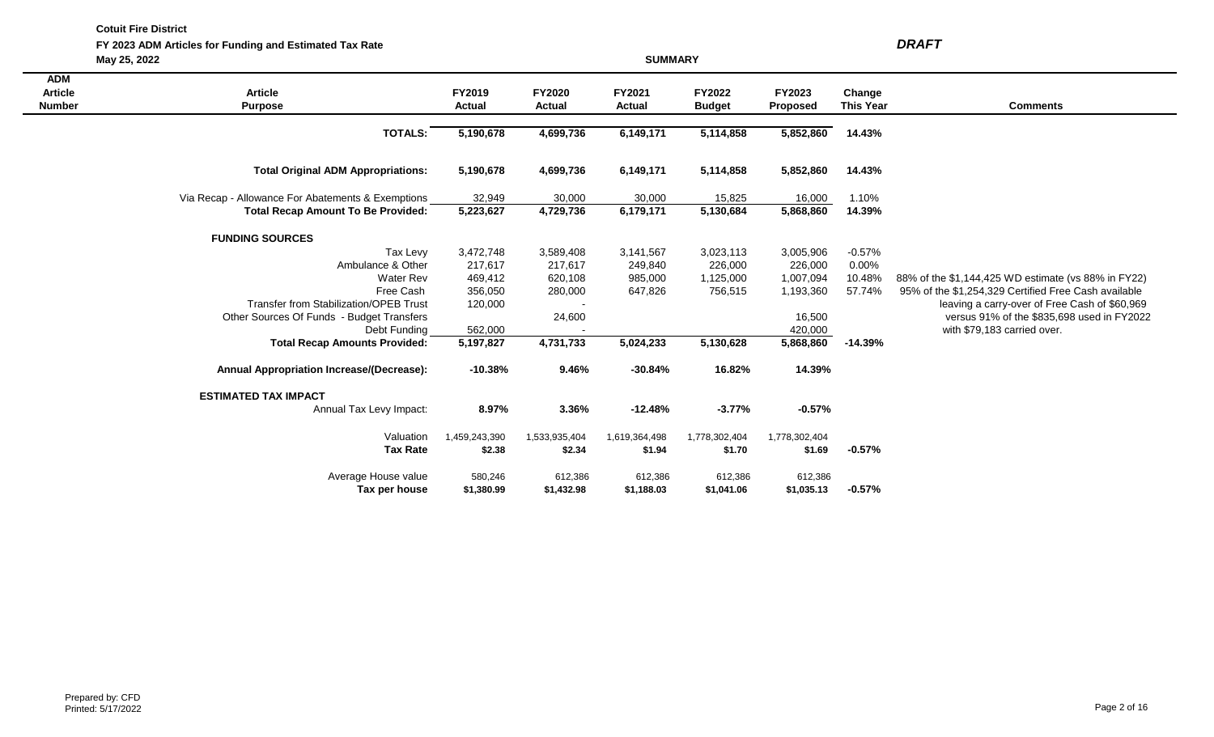**Cotuit Fire District**

**FY 2023 ADM Articles for Funding and Estimated Tax Rate**

**May 25, 2022**

**SUMMARY**

***DRAFT***

| ADM Article Number | Article Purpose | FY2019 Actual | FY2020 Actual | FY2021 Actual | FY2022 Budget | FY2023 Proposed | Change This Year | Comments |
|---|---|---|---|---|---|---|---|---|
| | **TOTALS:** | **5,190,678** | **4,699,736** | **6,149,171** | **5,114,858** | **5,852,860** | **14.43%** | |
| | **Total Original ADM Appropriations:** | **5,190,678** | **4,699,736** | **6,149,171** | **5,114,858** | **5,852,860** | **14.43%** | |
| | Via Recap - Allowance For Abatements & Exemptions | 32,949 | 30,000 | 30,000 | 15,825 | 16,000 | 1.10% | |
| | **Total Recap Amount To Be Provided:** | **5,223,627** | **4,729,736** | **6,179,171** | **5,130,684** | **5,868,860** | **14.39%** | |
| | **FUNDING SOURCES** | | | | | | | |
| | Tax Levy | 3,472,748 | 3,589,408 | 3,141,567 | 3,023,113 | 3,005,906 | -0.57% | |
| | Ambulance & Other | 217,617 | 217,617 | 249,840 | 226,000 | 226,000 | 0.00% | |
| | Water Rev | 469,412 | 620,108 | 985,000 | 1,125,000 | 1,007,094 | 10.48% | 88% of the $1,144,425 WD estimate (vs 88% in FY22) |
| | Free Cash | 356,050 | 280,000 | 647,826 | 756,515 | 1,193,360 | 57.74% | 95% of the $1,254,329 Certified Free Cash available leaving a carry-over of Free Cash of $60,969 versus 91% of the $835,698 used in FY2022 with $79,183 carried over. |
| | Transfer from Stabilization/OPEB Trust | 120,000 | - | | | | | |
| | Other Sources Of Funds - Budget Transfers | | 24,600 | | | 16,500 | | |
| | Debt Funding | 562,000 | - | | | 420,000 | | |
| | **Total Recap Amounts Provided:** | **5,197,827** | **4,731,733** | **5,024,233** | **5,130,628** | **5,868,860** | **-14.39%** | |
| | **Annual Appropriation Increase/(Decrease):** | **-10.38%** | **9.46%** | **-30.84%** | **16.82%** | **14.39%** | | |
| | **ESTIMATED TAX IMPACT** | | | | | | | |
| | Annual Tax Levy Impact: | **8.97%** | **3.36%** | **-12.48%** | **-3.77%** | **-0.57%** | | |
| | Valuation | 1,459,243,390 | 1,533,935,404 | 1,619,364,498 | 1,778,302,404 | 1,778,302,404 | | |
| | **Tax Rate** | **$2.38** | **$2.34** | **$1.94** | **$1.70** | **$1.69** | **-0.57%** | |
| | Average House value | 580,246 | 612,386 | 612,386 | 612,386 | 612,386 | | |
| | **Tax per house** | **$1,380.99** | **$1,432.98** | **$1,188.03** | **$1,041.06** | **$1,035.13** | **-0.57%** | |

Prepared by: CFD
Printed: 5/17/2022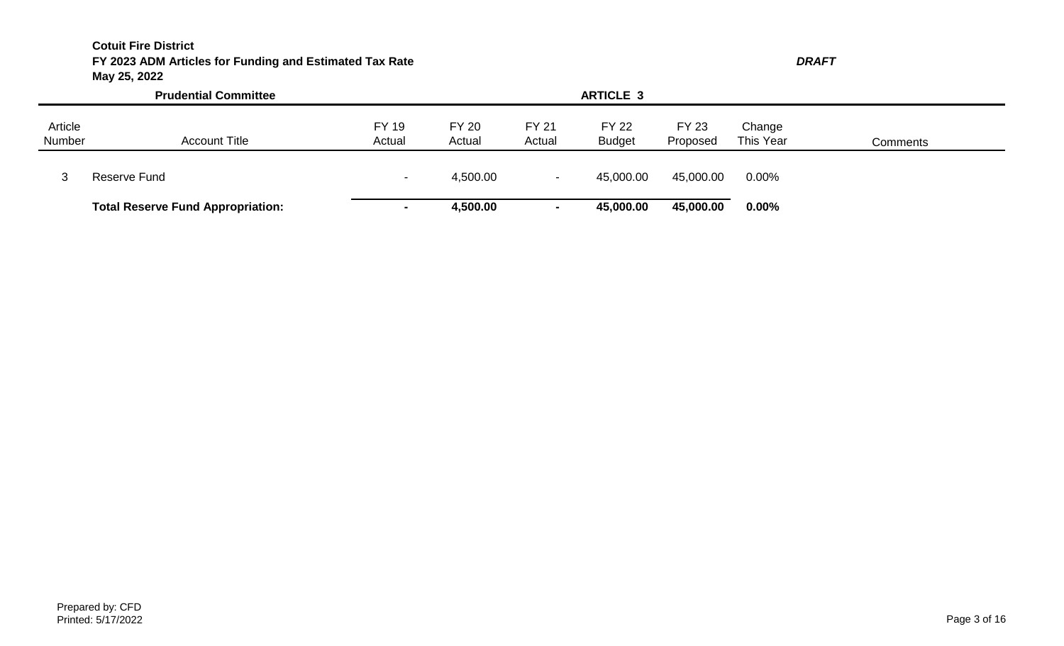**Cotuit Fire District**
**FY 2023 ADM Articles for Funding and Estimated Tax Rate**
**May 25, 2022**

***DRAFT***

**Prudential Committee** **ARTICLE 3**

| Article Number | Account Title | FY 19 Actual | FY 20 Actual | FY 21 Actual | FY 22 Budget | FY 23 Proposed | Change This Year | Comments |
|---|---|---|---|---|---|---|---|---|
| 3 | Reserve Fund | - | 4,500.00 | - | 45,000.00 | 45,000.00 | 0.00% | |
| | **Total Reserve Fund Appropriation:** | **-** | **4,500.00** | **-** | **45,000.00** | **45,000.00** | **0.00%** | |

Prepared by: CFD
Printed: 5/17/2022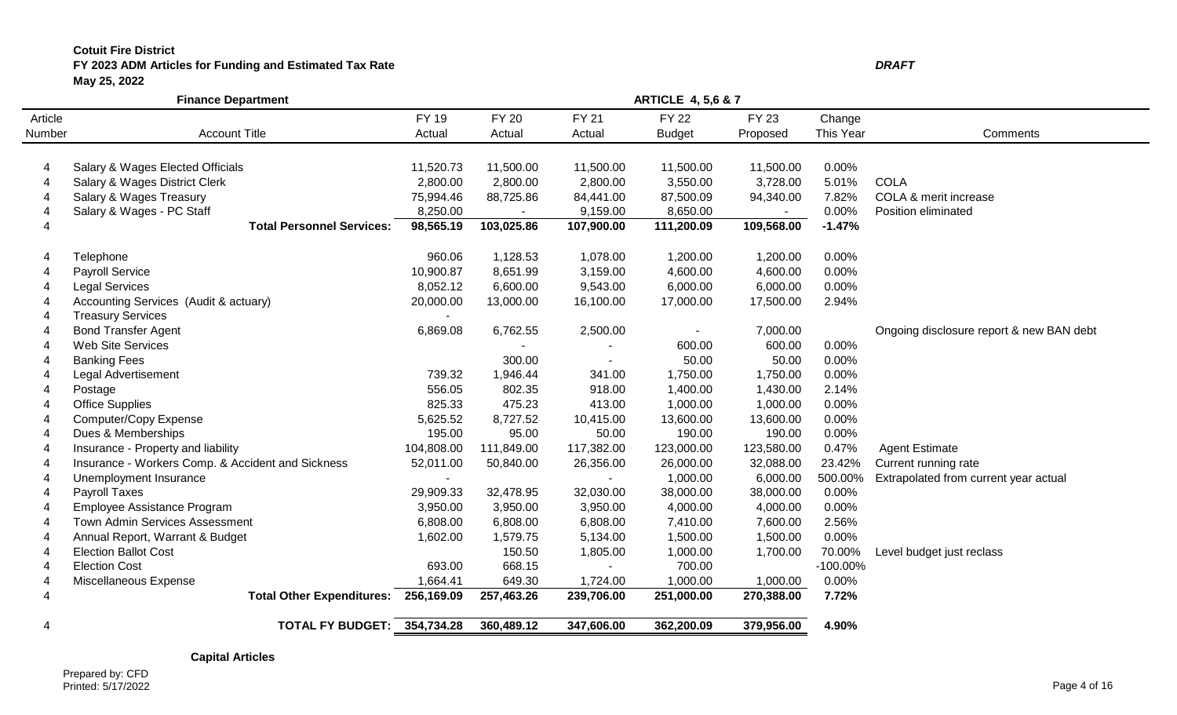**Cotuit Fire District**
**FY 2023 ADM Articles for Funding and Estimated Tax Rate** *DRAFT*
**May 25, 2022**

| Article Number | **Finance Department** Account Title | FY 19 Actual | FY 20 Actual | FY 21 Actual | **ARTICLE 4, 5,6 & 7** FY 22 Budget | FY 23 Proposed | Change This Year | Comments |
|---|---|---|---|---|---|---|---|---|
| 4 | Salary & Wages Elected Officials | 11,520.73 | 11,500.00 | 11,500.00 | 11,500.00 | 11,500.00 | 0.00% | |
| 4 | Salary & Wages District Clerk | 2,800.00 | 2,800.00 | 2,800.00 | 3,550.00 | 3,728.00 | 5.01% | COLA |
| 4 | Salary & Wages Treasury | 75,994.46 | 88,725.86 | 84,441.00 | 87,500.09 | 94,340.00 | 7.82% | COLA & merit increase |
| 4 | Salary & Wages - PC Staff | 8,250.00 | - | 9,159.00 | 8,650.00 | - | 0.00% | Position eliminated |
| 4 | **Total Personnel Services:** | **98,565.19** | **103,025.86** | **107,900.00** | **111,200.09** | **109,568.00** | **-1.47%** | |
| 4 | Telephone | 960.06 | 1,128.53 | 1,078.00 | 1,200.00 | 1,200.00 | 0.00% | |
| 4 | Payroll Service | 10,900.87 | 8,651.99 | 3,159.00 | 4,600.00 | 4,600.00 | 0.00% | |
| 4 | Legal Services | 8,052.12 | 6,600.00 | 9,543.00 | 6,000.00 | 6,000.00 | 0.00% | |
| 4 | Accounting Services (Audit & actuary) | 20,000.00 | 13,000.00 | 16,100.00 | 17,000.00 | 17,500.00 | 2.94% | |
| 4 | Treasury Services | - | | | | | | |
| 4 | Bond Transfer Agent | 6,869.08 | 6,762.55 | 2,500.00 | - | 7,000.00 | | Ongoing disclosure report & new BAN debt |
| 4 | Web Site Services | | - | - | 600.00 | 600.00 | 0.00% | |
| 4 | Banking Fees | | 300.00 | - | 50.00 | 50.00 | 0.00% | |
| 4 | Legal Advertisement | 739.32 | 1,946.44 | 341.00 | 1,750.00 | 1,750.00 | 0.00% | |
| 4 | Postage | 556.05 | 802.35 | 918.00 | 1,400.00 | 1,430.00 | 2.14% | |
| 4 | Office Supplies | 825.33 | 475.23 | 413.00 | 1,000.00 | 1,000.00 | 0.00% | |
| 4 | Computer/Copy Expense | 5,625.52 | 8,727.52 | 10,415.00 | 13,600.00 | 13,600.00 | 0.00% | |
| 4 | Dues & Memberships | 195.00 | 95.00 | 50.00 | 190.00 | 190.00 | 0.00% | |
| 4 | Insurance - Property and liability | 104,808.00 | 111,849.00 | 117,382.00 | 123,000.00 | 123,580.00 | 0.47% | Agent Estimate |
| 4 | Insurance - Workers Comp. & Accident and Sickness | 52,011.00 | 50,840.00 | 26,356.00 | 26,000.00 | 32,088.00 | 23.42% | Current running rate |
| 4 | Unemployment Insurance | - | | - | 1,000.00 | 6,000.00 | 500.00% | Extrapolated from current year actual |
| 4 | Payroll Taxes | 29,909.33 | 32,478.95 | 32,030.00 | 38,000.00 | 38,000.00 | 0.00% | |
| 4 | Employee Assistance Program | 3,950.00 | 3,950.00 | 3,950.00 | 4,000.00 | 4,000.00 | 0.00% | |
| 4 | Town Admin Services Assessment | 6,808.00 | 6,808.00 | 6,808.00 | 7,410.00 | 7,600.00 | 2.56% | |
| 4 | Annual Report, Warrant & Budget | 1,602.00 | 1,579.75 | 5,134.00 | 1,500.00 | 1,500.00 | 0.00% | |
| 4 | Election Ballot Cost | | 150.50 | 1,805.00 | 1,000.00 | 1,700.00 | 70.00% | Level budget just reclass |
| 4 | Election Cost | 693.00 | 668.15 | - | 700.00 | | -100.00% | |
| 4 | Miscellaneous Expense | 1,664.41 | 649.30 | 1,724.00 | 1,000.00 | 1,000.00 | 0.00% | |
| 4 | **Total Other Expenditures:** | **256,169.09** | **257,463.26** | **239,706.00** | **251,000.00** | **270,388.00** | **7.72%** | |
| 4 | **TOTAL FY BUDGET:** | **354,734.28** | **360,489.12** | **347,606.00** | **362,200.09** | **379,956.00** | **4.90%** | |

**Capital Articles**

Prepared by: CFD
Printed: 5/17/2022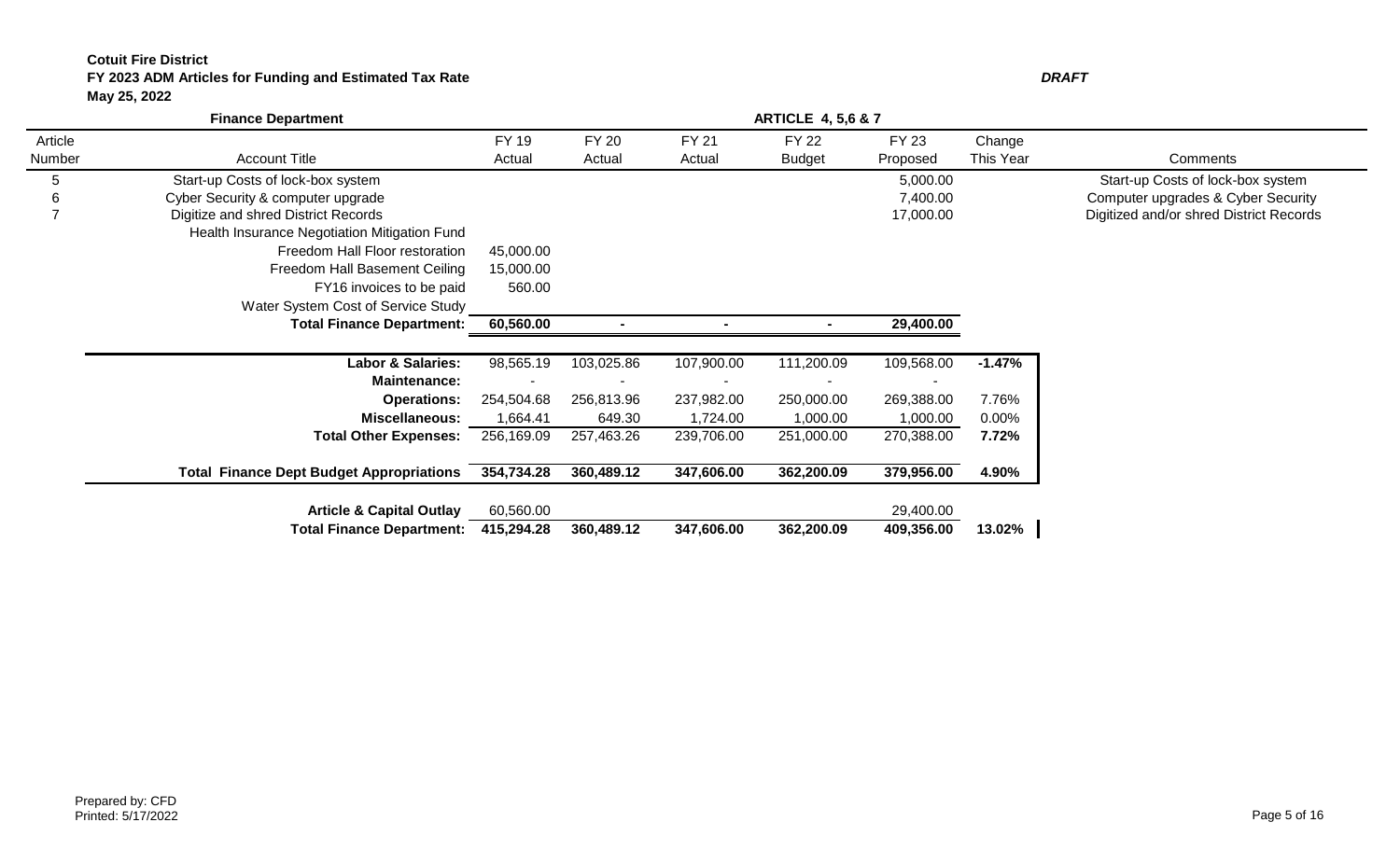**Cotuit Fire District**
**FY 2023 ADM Articles for Funding and Estimated Tax Rate** ***DRAFT***
**May 25, 2022**

**Finance Department** **ARTICLE 4, 5,6 & 7**

| Article Number | Account Title | FY 19 Actual | FY 20 Actual | FY 21 Actual | FY 22 Budget | FY 23 Proposed | Change This Year | Comments |
|---|---|---|---|---|---|---|---|---|
| 5 | Start-up Costs of lock-box system | | | | | 5,000.00 | | Start-up Costs of lock-box system |
| 6 | Cyber Security & computer upgrade | | | | | 7,400.00 | | Computer upgrades & Cyber Security |
| 7 | Digitize and shred District Records | | | | | 17,000.00 | | Digitized and/or shred District Records |
| | Health Insurance Negotiation Mitigation Fund | | | | | | | |
| | Freedom Hall Floor restoration | 45,000.00 | | | | | | |
| | Freedom Hall Basement Ceiling | 15,000.00 | | | | | | |
| | FY16 invoices to be paid | 560.00 | | | | | | |
| | Water System Cost of Service Study | | | | | | | |
| | **Total Finance Department:** | **60,560.00** | **-** | **-** | **-** | **29,400.00** | | |
| | **Labor & Salaries:** | 98,565.19 | 103,025.86 | 107,900.00 | 111,200.09 | 109,568.00 | **-1.47%** | |
| | **Maintenance:** | - | - | - | - | - | | |
| | **Operations:** | 254,504.68 | 256,813.96 | 237,982.00 | 250,000.00 | 269,388.00 | 7.76% | |
| | **Miscellaneous:** | 1,664.41 | 649.30 | 1,724.00 | 1,000.00 | 1,000.00 | 0.00% | |
| | **Total Other Expenses:** | 256,169.09 | 257,463.26 | 239,706.00 | 251,000.00 | 270,388.00 | **7.72%** | |
| | **Total Finance Dept Budget Appropriations** | **354,734.28** | **360,489.12** | **347,606.00** | **362,200.09** | **379,956.00** | **4.90%** | |
| | **Article & Capital Outlay** | 60,560.00 | | | | 29,400.00 | | |
| | **Total Finance Department:** | **415,294.28** | **360,489.12** | **347,606.00** | **362,200.09** | **409,356.00** | **13.02%** | |

Prepared by: CFD
Printed: 5/17/2022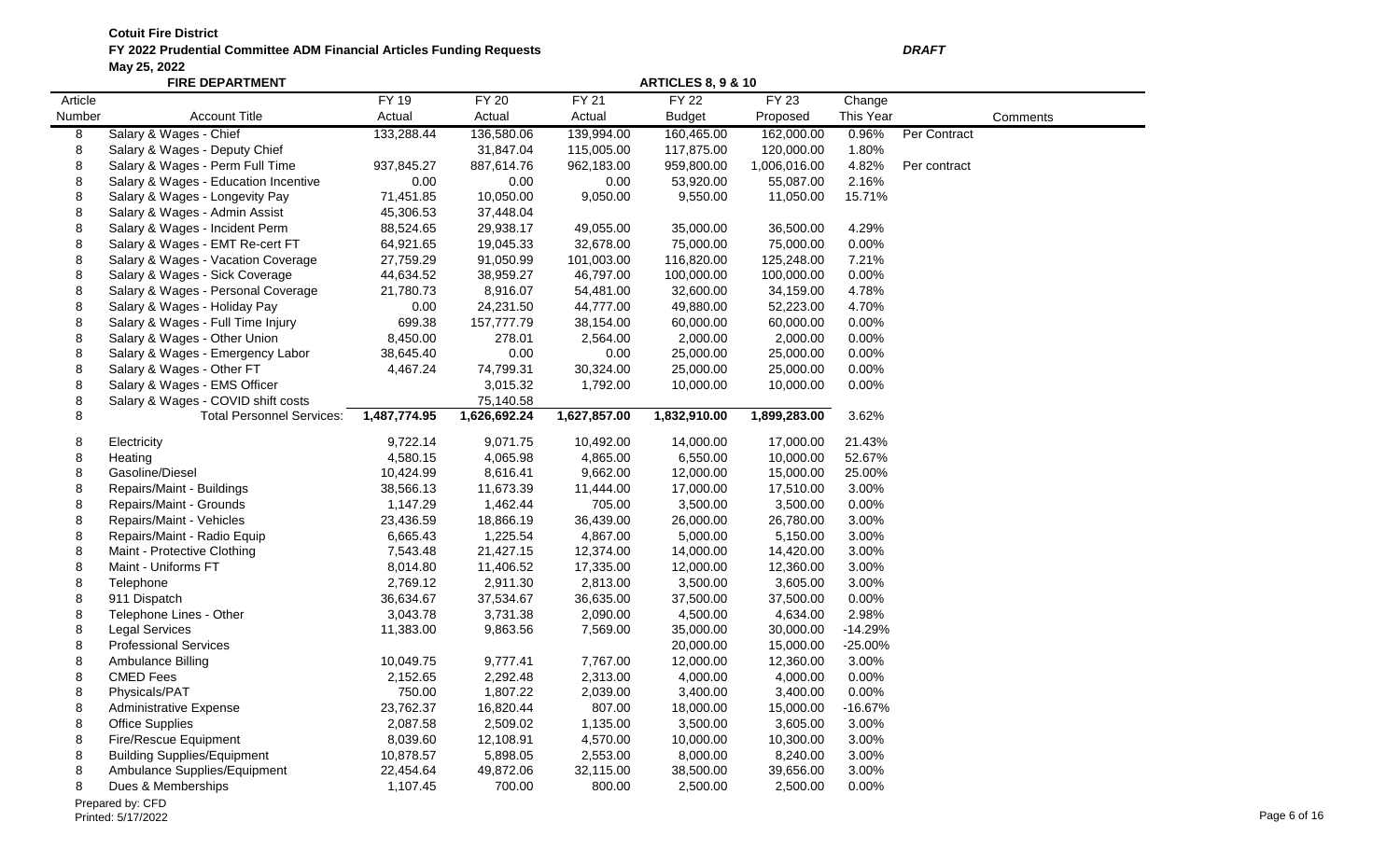**Cotuit Fire District**

**FY 2022 Prudential Committee ADM Financial Articles Funding Requests** ***DRAFT***

**May 25, 2022**

**FIRE DEPARTMENT** **ARTICLES 8, 9 & 10**

| Article Number | Account Title | FY 19 Actual | FY 20 Actual | FY 21 Actual | FY 22 Budget | FY 23 Proposed | Change This Year | Comments |
|---|---|---|---|---|---|---|---|---|
| 8 | Salary & Wages - Chief | 133,288.44 | 136,580.06 | 139,994.00 | 160,465.00 | 162,000.00 | 0.96% | Per Contract |
| 8 | Salary & Wages - Deputy Chief | | 31,847.04 | 115,005.00 | 117,875.00 | 120,000.00 | 1.80% | |
| 8 | Salary & Wages - Perm Full Time | 937,845.27 | 887,614.76 | 962,183.00 | 959,800.00 | 1,006,016.00 | 4.82% | Per contract |
| 8 | Salary & Wages - Education Incentive | 0.00 | 0.00 | 0.00 | 53,920.00 | 55,087.00 | 2.16% | |
| 8 | Salary & Wages - Longevity Pay | 71,451.85 | 10,050.00 | 9,050.00 | 9,550.00 | 11,050.00 | 15.71% | |
| 8 | Salary & Wages - Admin Assist | 45,306.53 | 37,448.04 | | | | | |
| 8 | Salary & Wages - Incident Perm | 88,524.65 | 29,938.17 | 49,055.00 | 35,000.00 | 36,500.00 | 4.29% | |
| 8 | Salary & Wages - EMT Re-cert FT | 64,921.65 | 19,045.33 | 32,678.00 | 75,000.00 | 75,000.00 | 0.00% | |
| 8 | Salary & Wages - Vacation Coverage | 27,759.29 | 91,050.99 | 101,003.00 | 116,820.00 | 125,248.00 | 7.21% | |
| 8 | Salary & Wages - Sick Coverage | 44,634.52 | 38,959.27 | 46,797.00 | 100,000.00 | 100,000.00 | 0.00% | |
| 8 | Salary & Wages - Personal Coverage | 21,780.73 | 8,916.07 | 54,481.00 | 32,600.00 | 34,159.00 | 4.78% | |
| 8 | Salary & Wages - Holiday Pay | 0.00 | 24,231.50 | 44,777.00 | 49,880.00 | 52,223.00 | 4.70% | |
| 8 | Salary & Wages - Full Time Injury | 699.38 | 157,777.79 | 38,154.00 | 60,000.00 | 60,000.00 | 0.00% | |
| 8 | Salary & Wages - Other Union | 8,450.00 | 278.01 | 2,564.00 | 2,000.00 | 2,000.00 | 0.00% | |
| 8 | Salary & Wages - Emergency Labor | 38,645.40 | 0.00 | 0.00 | 25,000.00 | 25,000.00 | 0.00% | |
| 8 | Salary & Wages - Other FT | 4,467.24 | 74,799.31 | 30,324.00 | 25,000.00 | 25,000.00 | 0.00% | |
| 8 | Salary & Wages - EMS Officer | | 3,015.32 | 1,792.00 | 10,000.00 | 10,000.00 | 0.00% | |
| 8 | Salary & Wages - COVID shift costs | | 75,140.58 | | | | | |
| 8 | **Total Personnel Services:** | **1,487,774.95** | **1,626,692.24** | **1,627,857.00** | **1,832,910.00** | **1,899,283.00** | 3.62% | |
| 8 | Electricity | 9,722.14 | 9,071.75 | 10,492.00 | 14,000.00 | 17,000.00 | 21.43% | |
| 8 | Heating | 4,580.15 | 4,065.98 | 4,865.00 | 6,550.00 | 10,000.00 | 52.67% | |
| 8 | Gasoline/Diesel | 10,424.99 | 8,616.41 | 9,662.00 | 12,000.00 | 15,000.00 | 25.00% | |
| 8 | Repairs/Maint - Buildings | 38,566.13 | 11,673.39 | 11,444.00 | 17,000.00 | 17,510.00 | 3.00% | |
| 8 | Repairs/Maint - Grounds | 1,147.29 | 1,462.44 | 705.00 | 3,500.00 | 3,500.00 | 0.00% | |
| 8 | Repairs/Maint - Vehicles | 23,436.59 | 18,866.19 | 36,439.00 | 26,000.00 | 26,780.00 | 3.00% | |
| 8 | Repairs/Maint - Radio Equip | 6,665.43 | 1,225.54 | 4,867.00 | 5,000.00 | 5,150.00 | 3.00% | |
| 8 | Maint - Protective Clothing | 7,543.48 | 21,427.15 | 12,374.00 | 14,000.00 | 14,420.00 | 3.00% | |
| 8 | Maint - Uniforms FT | 8,014.80 | 11,406.52 | 17,335.00 | 12,000.00 | 12,360.00 | 3.00% | |
| 8 | Telephone | 2,769.12 | 2,911.30 | 2,813.00 | 3,500.00 | 3,605.00 | 3.00% | |
| 8 | 911 Dispatch | 36,634.67 | 37,534.67 | 36,635.00 | 37,500.00 | 37,500.00 | 0.00% | |
| 8 | Telephone Lines - Other | 3,043.78 | 3,731.38 | 2,090.00 | 4,500.00 | 4,634.00 | 2.98% | |
| 8 | Legal Services | 11,383.00 | 9,863.56 | 7,569.00 | 35,000.00 | 30,000.00 | -14.29% | |
| 8 | Professional Services | | | | 20,000.00 | 15,000.00 | -25.00% | |
| 8 | Ambulance Billing | 10,049.75 | 9,777.41 | 7,767.00 | 12,000.00 | 12,360.00 | 3.00% | |
| 8 | CMED Fees | 2,152.65 | 2,292.48 | 2,313.00 | 4,000.00 | 4,000.00 | 0.00% | |
| 8 | Physicals/PAT | 750.00 | 1,807.22 | 2,039.00 | 3,400.00 | 3,400.00 | 0.00% | |
| 8 | Administrative Expense | 23,762.37 | 16,820.44 | 807.00 | 18,000.00 | 15,000.00 | -16.67% | |
| 8 | Office Supplies | 2,087.58 | 2,509.02 | 1,135.00 | 3,500.00 | 3,605.00 | 3.00% | |
| 8 | Fire/Rescue Equipment | 8,039.60 | 12,108.91 | 4,570.00 | 10,000.00 | 10,300.00 | 3.00% | |
| 8 | Building Supplies/Equipment | 10,878.57 | 5,898.05 | 2,553.00 | 8,000.00 | 8,240.00 | 3.00% | |
| 8 | Ambulance Supplies/Equipment | 22,454.64 | 49,872.06 | 32,115.00 | 38,500.00 | 39,656.00 | 3.00% | |
| 8 | Dues & Memberships | 1,107.45 | 700.00 | 800.00 | 2,500.00 | 2,500.00 | 0.00% | |

Prepared by: CFD

Printed: 5/17/2022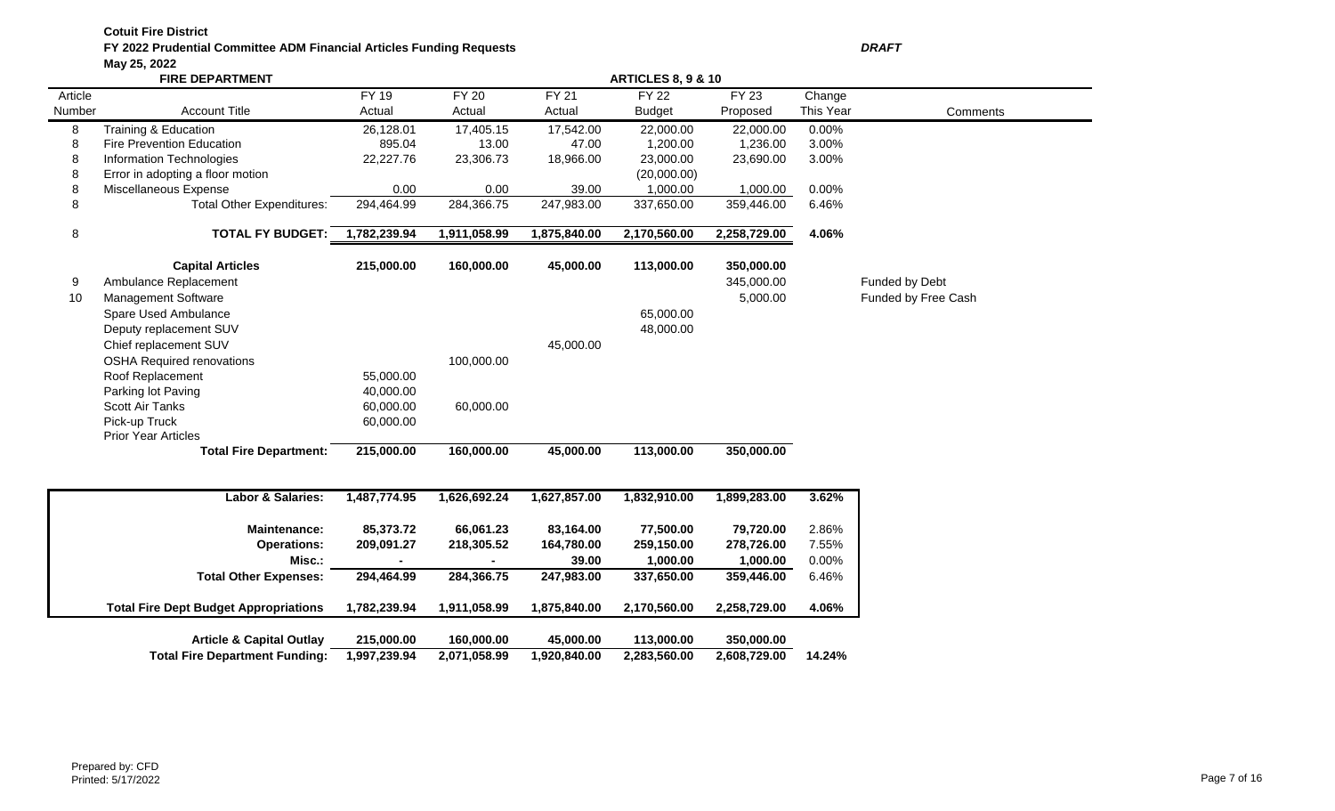**Cotuit Fire District**

**FY 2022 Prudential Committee ADM Financial Articles Funding Requests** ***DRAFT***

**May 25, 2022**

**FIRE DEPARTMENT** **ARTICLES 8, 9 & 10**

| Article Number | Account Title | FY 19 Actual | FY 20 Actual | FY 21 Actual | FY 22 Budget | FY 23 Proposed | Change This Year | Comments |
|---|---|---|---|---|---|---|---|---|
| 8 | Training & Education | 26,128.01 | 17,405.15 | 17,542.00 | 22,000.00 | 22,000.00 | 0.00% | |
| 8 | Fire Prevention Education | 895.04 | 13.00 | 47.00 | 1,200.00 | 1,236.00 | 3.00% | |
| 8 | Information Technologies | 22,227.76 | 23,306.73 | 18,966.00 | 23,000.00 | 23,690.00 | 3.00% | |
| 8 | Error in adopting a floor motion | | | | (20,000.00) | | | |
| 8 | Miscellaneous Expense | 0.00 | 0.00 | 39.00 | 1,000.00 | 1,000.00 | 0.00% | |
| 8 | Total Other Expenditures: | 294,464.99 | 284,366.75 | 247,983.00 | 337,650.00 | 359,446.00 | 6.46% | |
| 8 | **TOTAL FY BUDGET:** | **1,782,239.94** | **1,911,058.99** | **1,875,840.00** | **2,170,560.00** | **2,258,729.00** | **4.06%** | |
| | **Capital Articles** | **215,000.00** | **160,000.00** | **45,000.00** | **113,000.00** | **350,000.00** | | |
| 9 | Ambulance Replacement | | | | | 345,000.00 | | Funded by Debt |
| 10 | Management Software | | | | | 5,000.00 | | Funded by Free Cash |
| | Spare Used Ambulance | | | | 65,000.00 | | | |
| | Deputy replacement SUV | | | | 48,000.00 | | | |
| | Chief replacement SUV | | | 45,000.00 | | | | |
| | OSHA Required renovations | | 100,000.00 | | | | | |
| | Roof Replacement | 55,000.00 | | | | | | |
| | Parking lot Paving | 40,000.00 | | | | | | |
| | Scott Air Tanks | 60,000.00 | 60,000.00 | | | | | |
| | Pick-up Truck | 60,000.00 | | | | | | |
| | Prior Year Articles | | | | | | | |
| | **Total Fire Department:** | **215,000.00** | **160,000.00** | **45,000.00** | **113,000.00** | **350,000.00** | | |

| | FY 19 | FY 20 | FY 21 | FY 22 | FY 23 | Change |
|---|---|---|---|---|---|---|
| **Labor & Salaries:** | **1,487,774.95** | **1,626,692.24** | **1,627,857.00** | **1,832,910.00** | **1,899,283.00** | **3.62%** |
| **Maintenance:** | **85,373.72** | **66,061.23** | **83,164.00** | **77,500.00** | **79,720.00** | 2.86% |
| **Operations:** | **209,091.27** | **218,305.52** | **164,780.00** | **259,150.00** | **278,726.00** | 7.55% |
| **Misc.:** | **-** | **-** | **39.00** | **1,000.00** | **1,000.00** | 0.00% |
| **Total Other Expenses:** | **294,464.99** | **284,366.75** | **247,983.00** | **337,650.00** | **359,446.00** | 6.46% |
| **Total Fire Dept Budget Appropriations** | **1,782,239.94** | **1,911,058.99** | **1,875,840.00** | **2,170,560.00** | **2,258,729.00** | **4.06%** |
| **Article & Capital Outlay** | **215,000.00** | **160,000.00** | **45,000.00** | **113,000.00** | **350,000.00** | |
| **Total Fire Department Funding:** | **1,997,239.94** | **2,071,058.99** | **1,920,840.00** | **2,283,560.00** | **2,608,729.00** | **14.24%** |

Prepared by: CFD
Printed: 5/17/2022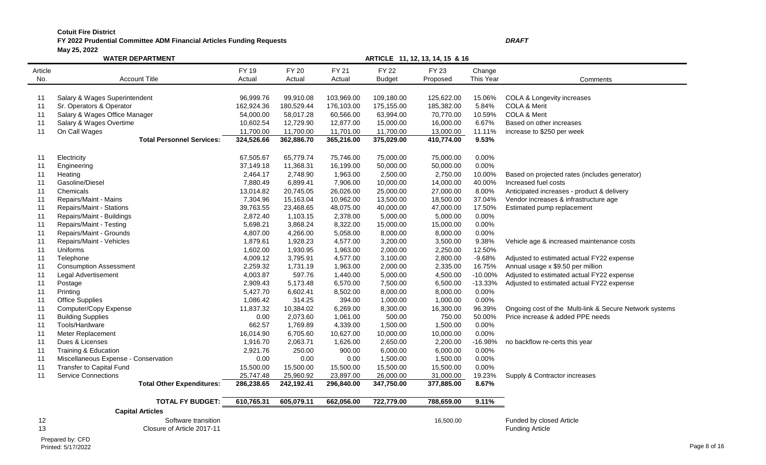**Cotuit Fire District**

**FY 2022 Prudential Committee ADM Financial Articles Funding Requests** ***DRAFT***

**May 25, 2022**

**WATER DEPARTMENT** **ARTICLE 11, 12, 13, 14, 15 & 16**

| Article No. | Account Title | FY 19 Actual | FY 20 Actual | FY 21 Actual | FY 22 Budget | FY 23 Proposed | Change This Year | Comments |
|---|---|---|---|---|---|---|---|---|
| 11 | Salary & Wages Superintendent | 96,999.76 | 99,910.08 | 103,969.00 | 109,180.00 | 125,622.00 | 15.06% | COLA & Longevity increases |
| 11 | Sr. Operators & Operator | 162,924.36 | 180,529.44 | 176,103.00 | 175,155.00 | 185,382.00 | 5.84% | COLA & Merit |
| 11 | Salary & Wages Office Manager | 54,000.00 | 58,017.28 | 60,566.00 | 63,994.00 | 70,770.00 | 10.59% | COLA & Merit |
| 11 | Salary & Wages Overtime | 10,602.54 | 12,729.90 | 12,877.00 | 15,000.00 | 16,000.00 | 6.67% | Based on other increases |
| 11 | On Call Wages | 11,700.00 | 11,700.00 | 11,701.00 | 11,700.00 | 13,000.00 | 11.11% | increase to $250 per week |
| | **Total Personnel Services:** | **324,526.66** | **362,886.70** | **365,216.00** | **375,029.00** | **410,774.00** | **9.53%** | |
| 11 | Electricity | 67,505.67 | 65,779.74 | 75,746.00 | 75,000.00 | 75,000.00 | 0.00% | |
| 11 | Engineering | 37,149.18 | 11,368.31 | 16,199.00 | 50,000.00 | 50,000.00 | 0.00% | |
| 11 | Heating | 2,464.17 | 2,748.90 | 1,963.00 | 2,500.00 | 2,750.00 | 10.00% | Based on projected rates (includes generator) |
| 11 | Gasoline/Diesel | 7,880.49 | 6,899.41 | 7,906.00 | 10,000.00 | 14,000.00 | 40.00% | Increased fuel costs |
| 11 | Chemicals | 13,014.82 | 20,745.05 | 26,026.00 | 25,000.00 | 27,000.00 | 8.00% | Anticipated increases - product & delivery |
| 11 | Repairs/Maint - Mains | 7,304.96 | 15,163.04 | 10,962.00 | 13,500.00 | 18,500.00 | 37.04% | Vendor increases & infrastructure age |
| 11 | Repairs/Maint - Stations | 39,763.55 | 23,468.65 | 48,075.00 | 40,000.00 | 47,000.00 | 17.50% | Estimated pump replacement |
| 11 | Repairs/Maint - Buildings | 2,872.40 | 1,103.15 | 2,378.00 | 5,000.00 | 5,000.00 | 0.00% | |
| 11 | Repairs/Maint - Testing | 5,698.21 | 3,868.24 | 8,322.00 | 15,000.00 | 15,000.00 | 0.00% | |
| 11 | Repairs/Maint - Grounds | 4,807.00 | 4,266.00 | 5,058.00 | 8,000.00 | 8,000.00 | 0.00% | |
| 11 | Repairs/Maint - Vehicles | 1,879.61 | 1,928.23 | 4,577.00 | 3,200.00 | 3,500.00 | 9.38% | Vehicle age & increased maintenance costs |
| 11 | Uniforms | 1,602.00 | 1,930.95 | 1,963.00 | 2,000.00 | 2,250.00 | 12.50% | |
| 11 | Telephone | 4,009.12 | 3,795.91 | 4,577.00 | 3,100.00 | 2,800.00 | -9.68% | Adjusted to estimated actual FY22 expense |
| 11 | Consumption Assessment | 2,259.32 | 1,731.19 | 1,963.00 | 2,000.00 | 2,335.00 | 16.75% | Annual usage x $9.50 per million |
| 11 | Legal Advertisement | 4,003.87 | 597.76 | 1,440.00 | 5,000.00 | 4,500.00 | -10.00% | Adjusted to estimated actual FY22 expense |
| 11 | Postage | 2,909.43 | 5,173.48 | 6,570.00 | 7,500.00 | 6,500.00 | -13.33% | Adjusted to estimated actual FY22 expense |
| 11 | Printing | 5,427.70 | 6,602.41 | 8,502.00 | 8,000.00 | 8,000.00 | 0.00% | |
| 11 | Office Supplies | 1,086.42 | 314.25 | 394.00 | 1,000.00 | 1,000.00 | 0.00% | |
| 11 | Computer/Copy Expense | 11,837.32 | 10,384.02 | 6,269.00 | 8,300.00 | 16,300.00 | 96.39% | Ongoing cost of the Multi-link & Secure Network systems |
| 11 | Building Supplies | 0.00 | 2,073.60 | 1,061.00 | 500.00 | 750.00 | 50.00% | Price increase & added PPE needs |
| 11 | Tools/Hardware | 662.57 | 1,769.89 | 4,339.00 | 1,500.00 | 1,500.00 | 0.00% | |
| 11 | Meter Replacement | 16,014.90 | 6,705.60 | 10,627.00 | 10,000.00 | 10,000.00 | 0.00% | |
| 11 | Dues & Licenses | 1,916.70 | 2,063.71 | 1,626.00 | 2,650.00 | 2,200.00 | -16.98% | no backflow re-certs this year |
| 11 | Training & Education | 2,921.76 | 250.00 | 900.00 | 6,000.00 | 6,000.00 | 0.00% | |
| 11 | Miscellaneous Expense - Conservation | 0.00 | 0.00 | 0.00 | 1,500.00 | 1,500.00 | 0.00% | |
| 11 | Transfer to Capital Fund | 15,500.00 | 15,500.00 | 15,500.00 | 15,500.00 | 15,500.00 | 0.00% | |
| 11 | Service Connections | 25,747.48 | 25,960.92 | 23,897.00 | 26,000.00 | 31,000.00 | 19.23% | Supply & Contractor increases |
| | **Total Other Expenditures:** | **286,238.65** | **242,192.41** | **296,840.00** | **347,750.00** | **377,885.00** | **8.67%** | |
| | **TOTAL FY BUDGET:** | **610,765.31** | **605,079.11** | **662,056.00** | **722,779.00** | **788,659.00** | **9.11%** | |
| | **Capital Articles** | | | | | | | |
| 12 | Software transition | | | | | 16,500.00 | | Funded by closed Article |
| 13 | Closure of Article 2017-11 | | | | | | | Funding Article |

Prepared by: CFD
Printed: 5/17/2022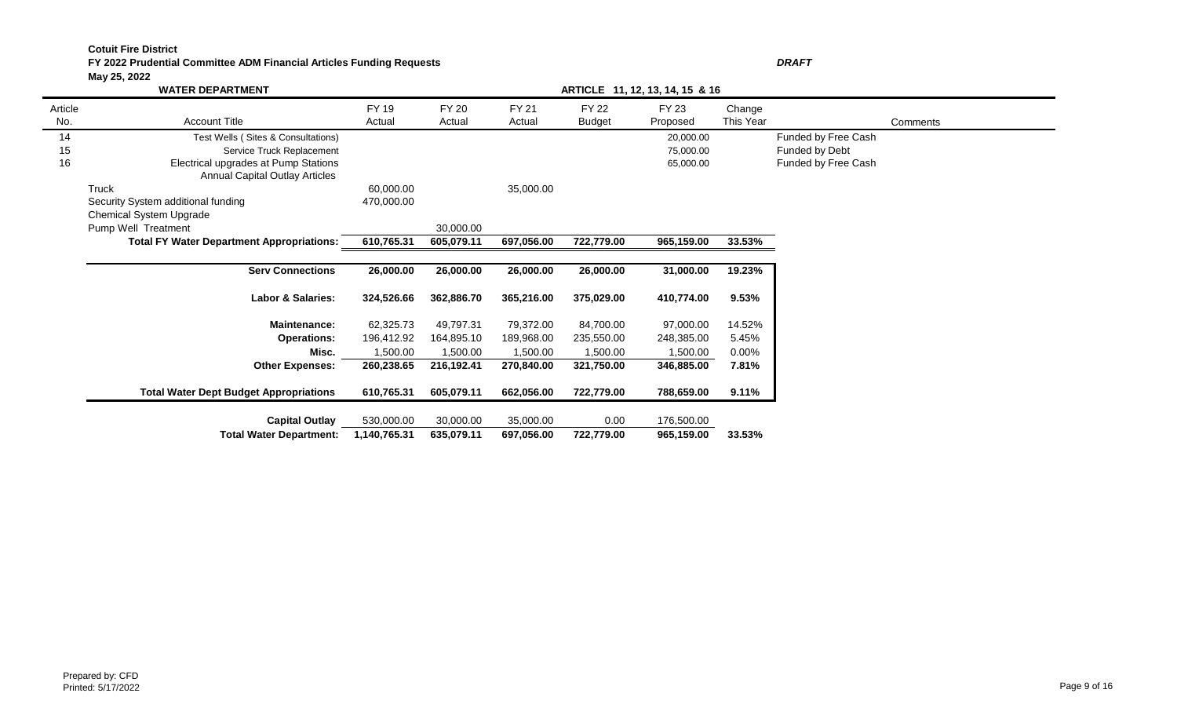**Cotuit Fire District**

**FY 2022 Prudential Committee ADM Financial Articles Funding Requests** ***DRAFT***

**May 25, 2022**

**WATER DEPARTMENT** **ARTICLE 11, 12, 13, 14, 15 & 16**

| Article No. | Account Title | FY 19 Actual | FY 20 Actual | FY 21 Actual | FY 22 Budget | FY 23 Proposed | Change This Year | Comments |
|---|---|---|---|---|---|---|---|---|
| 14 | Test Wells ( Sites & Consultations) | | | | | 20,000.00 | | Funded by Free Cash |
| 15 | Service Truck Replacement | | | | | 75,000.00 | | Funded by Debt |
| 16 | Electrical upgrades at Pump Stations | | | | | 65,000.00 | | Funded by Free Cash |
| | Annual Capital Outlay Articles | | | | | | | |
| | Truck | 60,000.00 | | 35,000.00 | | | | |
| | Security System additional funding | 470,000.00 | | | | | | |
| | Chemical System Upgrade | | | | | | | |
| | Pump Well Treatment | | 30,000.00 | | | | | |
| | **Total FY Water Department Appropriations:** | **610,765.31** | **605,079.11** | **697,056.00** | **722,779.00** | **965,159.00** | **33.53%** | |
| | **Serv Connections** | **26,000.00** | **26,000.00** | **26,000.00** | **26,000.00** | **31,000.00** | **19.23%** | |
| | **Labor & Salaries:** | **324,526.66** | **362,886.70** | **365,216.00** | **375,029.00** | **410,774.00** | **9.53%** | |
| | **Maintenance:** | 62,325.73 | 49,797.31 | 79,372.00 | 84,700.00 | 97,000.00 | 14.52% | |
| | **Operations:** | 196,412.92 | 164,895.10 | 189,968.00 | 235,550.00 | 248,385.00 | 5.45% | |
| | **Misc.** | 1,500.00 | 1,500.00 | 1,500.00 | 1,500.00 | 1,500.00 | 0.00% | |
| | **Other Expenses:** | **260,238.65** | **216,192.41** | **270,840.00** | **321,750.00** | **346,885.00** | **7.81%** | |
| | **Total Water Dept Budget Appropriations** | **610,765.31** | **605,079.11** | **662,056.00** | **722,779.00** | **788,659.00** | **9.11%** | |
| | **Capital Outlay** | 530,000.00 | 30,000.00 | 35,000.00 | 0.00 | 176,500.00 | | |
| | **Total Water Department:** | **1,140,765.31** | **635,079.11** | **697,056.00** | **722,779.00** | **965,159.00** | **33.53%** | |

Prepared by: CFD
Printed: 5/17/2022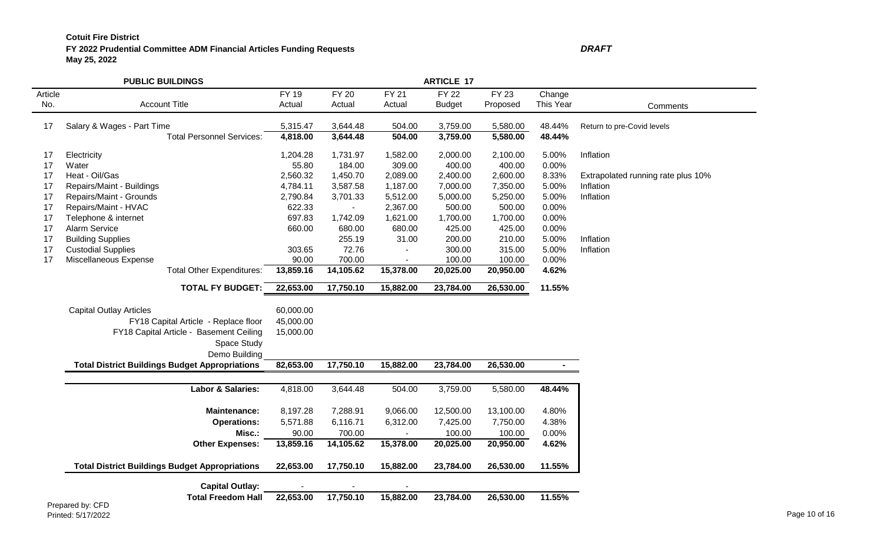**Cotuit Fire District**
**FY 2022 Prudential Committee ADM Financial Articles Funding Requests** ***DRAFT***
**May 25, 2022**

| **PUBLIC BUILDINGS** | | **ARTICLE 17** | | | | | | |
|---|---|---|---|---|---|---|---|---|
| Article No. | Account Title | FY 19 Actual | FY 20 Actual | FY 21 Actual | FY 22 Budget | FY 23 Proposed | Change This Year | Comments |
| 17 | Salary & Wages - Part Time | 5,315.47 | 3,644.48 | 504.00 | 3,759.00 | 5,580.00 | 48.44% | Return to pre-Covid levels |
| | **Total Personnel Services:** | **4,818.00** | **3,644.48** | **504.00** | **3,759.00** | **5,580.00** | **48.44%** | |
| 17 | Electricity | 1,204.28 | 1,731.97 | 1,582.00 | 2,000.00 | 2,100.00 | 5.00% | Inflation |
| 17 | Water | 55.80 | 184.00 | 309.00 | 400.00 | 400.00 | 0.00% | |
| 17 | Heat - Oil/Gas | 2,560.32 | 1,450.70 | 2,089.00 | 2,400.00 | 2,600.00 | 8.33% | Extrapolated running rate plus 10% |
| 17 | Repairs/Maint - Buildings | 4,784.11 | 3,587.58 | 1,187.00 | 7,000.00 | 7,350.00 | 5.00% | Inflation |
| 17 | Repairs/Maint - Grounds | 2,790.84 | 3,701.33 | 5,512.00 | 5,000.00 | 5,250.00 | 5.00% | Inflation |
| 17 | Repairs/Maint - HVAC | 622.33 | - | 2,367.00 | 500.00 | 500.00 | 0.00% | |
| 17 | Telephone & internet | 697.83 | 1,742.09 | 1,621.00 | 1,700.00 | 1,700.00 | 0.00% | |
| 17 | Alarm Service | 660.00 | 680.00 | 680.00 | 425.00 | 425.00 | 0.00% | |
| 17 | Building Supplies | | 255.19 | 31.00 | 200.00 | 210.00 | 5.00% | Inflation |
| 17 | Custodial Supplies | 303.65 | 72.76 | - | 300.00 | 315.00 | 5.00% | Inflation |
| 17 | Miscellaneous Expense | 90.00 | 700.00 | - | 100.00 | 100.00 | 0.00% | |
| | **Total Other Expenditures:** | **13,859.16** | **14,105.62** | **15,378.00** | **20,025.00** | **20,950.00** | **4.62%** | |
| | **TOTAL FY BUDGET:** | **22,653.00** | **17,750.10** | **15,882.00** | **23,784.00** | **26,530.00** | **11.55%** | |
| | Capital Outlay Articles | 60,000.00 | | | | | | |
| | FY18 Capital Article - Replace floor | 45,000.00 | | | | | | |
| | FY18 Capital Article - Basement Ceiling | 15,000.00 | | | | | | |
| | Space Study | | | | | | | |
| | Demo Building | | | | | | | |
| | **Total District Buildings Budget Appropriations** | **82,653.00** | **17,750.10** | **15,882.00** | **23,784.00** | **26,530.00** | **-** | |
| | **Labor & Salaries:** | 4,818.00 | 3,644.48 | 504.00 | 3,759.00 | 5,580.00 | **48.44%** | |
| | **Maintenance:** | 8,197.28 | 7,288.91 | 9,066.00 | 12,500.00 | 13,100.00 | 4.80% | |
| | **Operations:** | 5,571.88 | 6,116.71 | 6,312.00 | 7,425.00 | 7,750.00 | 4.38% | |
| | **Misc.:** | 90.00 | 700.00 | - | 100.00 | 100.00 | 0.00% | |
| | **Other Expenses:** | **13,859.16** | **14,105.62** | **15,378.00** | **20,025.00** | **20,950.00** | **4.62%** | |
| | **Total District Buildings Budget Appropriations** | **22,653.00** | **17,750.10** | **15,882.00** | **23,784.00** | **26,530.00** | **11.55%** | |
| | **Capital Outlay:** | - | - | - | | | | |
| | **Total Freedom Hall** | **22,653.00** | **17,750.10** | **15,882.00** | **23,784.00** | **26,530.00** | **11.55%** | |

Prepared by: CFD
Printed: 5/17/2022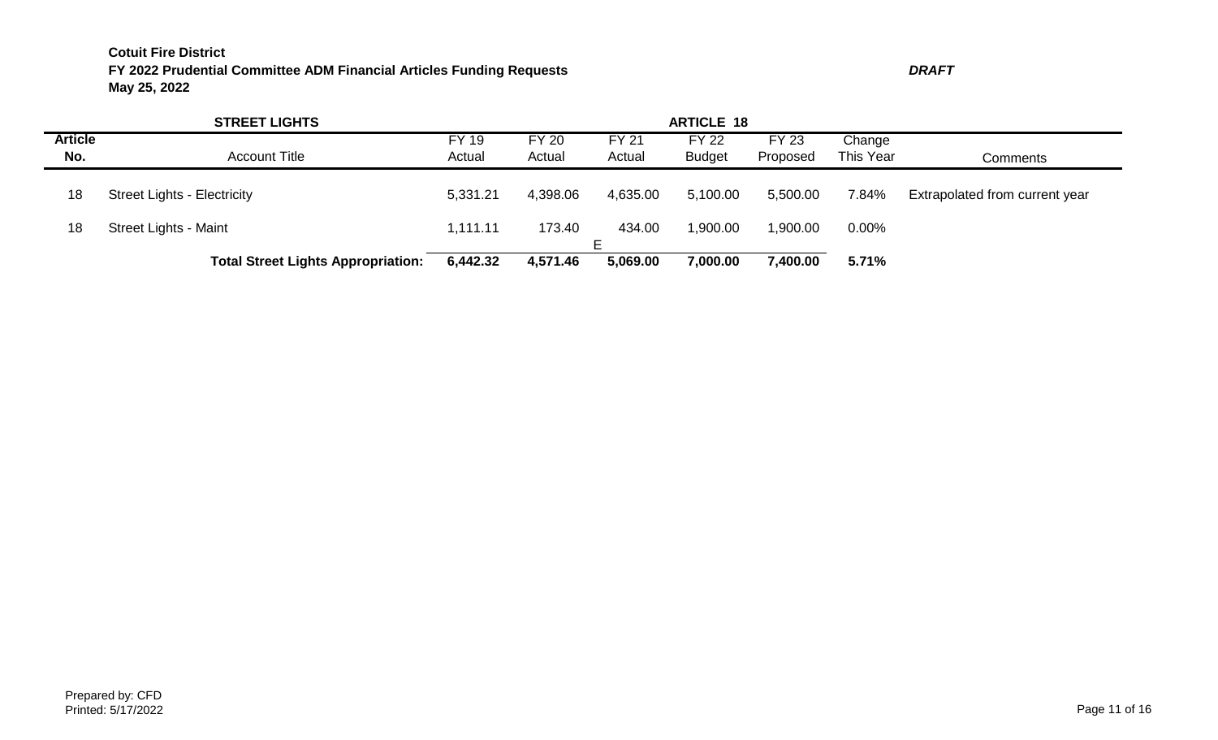**Cotuit Fire District**
**FY 2022 Prudential Committee ADM Financial Articles Funding Requests** ***DRAFT***
**May 25, 2022**

| | **STREET LIGHTS** | | | **ARTICLE 18** | | | | |
|---|---|---|---|---|---|---|---|---|
| **Article No.** | Account Title | FY 19 Actual | FY 20 Actual | FY 21 Actual | FY 22 Budget | FY 23 Proposed | Change This Year | Comments |
| 18 | Street Lights - Electricity | 5,331.21 | 4,398.06 | 4,635.00 | 5,100.00 | 5,500.00 | 7.84% | Extrapolated from current year |
| 18 | Street Lights - Maint | 1,111.11 | 173.40 | 434.00<br>E | 1,900.00 | 1,900.00 | 0.00% | |
| | **Total Street Lights Appropriation:** | **6,442.32** | **4,571.46** | **5,069.00** | **7,000.00** | **7,400.00** | **5.71%** | |

Prepared by: CFD
Printed: 5/17/2022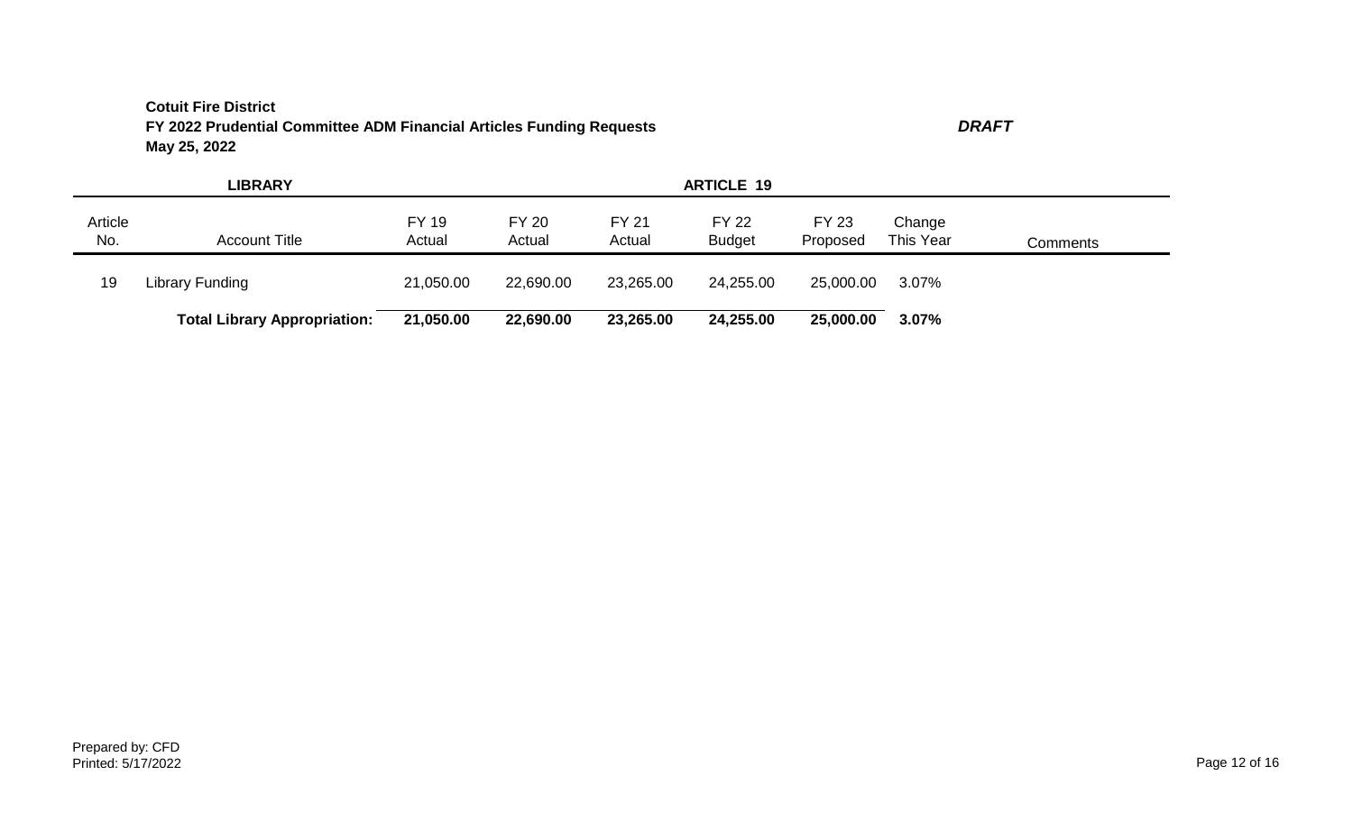**Cotuit Fire District**
**FY 2022 Prudential Committee ADM Financial Articles Funding Requests** ***DRAFT***
**May 25, 2022**

| **LIBRARY** | | | | | **ARTICLE 19** | | | |
|---|---|---|---|---|---|---|---|---|
| Article No. | Account Title | FY 19 Actual | FY 20 Actual | FY 21 Actual | FY 22 Budget | FY 23 Proposed | Change This Year | Comments |
| 19 | Library Funding | 21,050.00 | 22,690.00 | 23,265.00 | 24,255.00 | 25,000.00 | 3.07% | |
| | **Total Library Appropriation:** | **21,050.00** | **22,690.00** | **23,265.00** | **24,255.00** | **25,000.00** | **3.07%** | |

Prepared by: CFD
Printed: 5/17/2022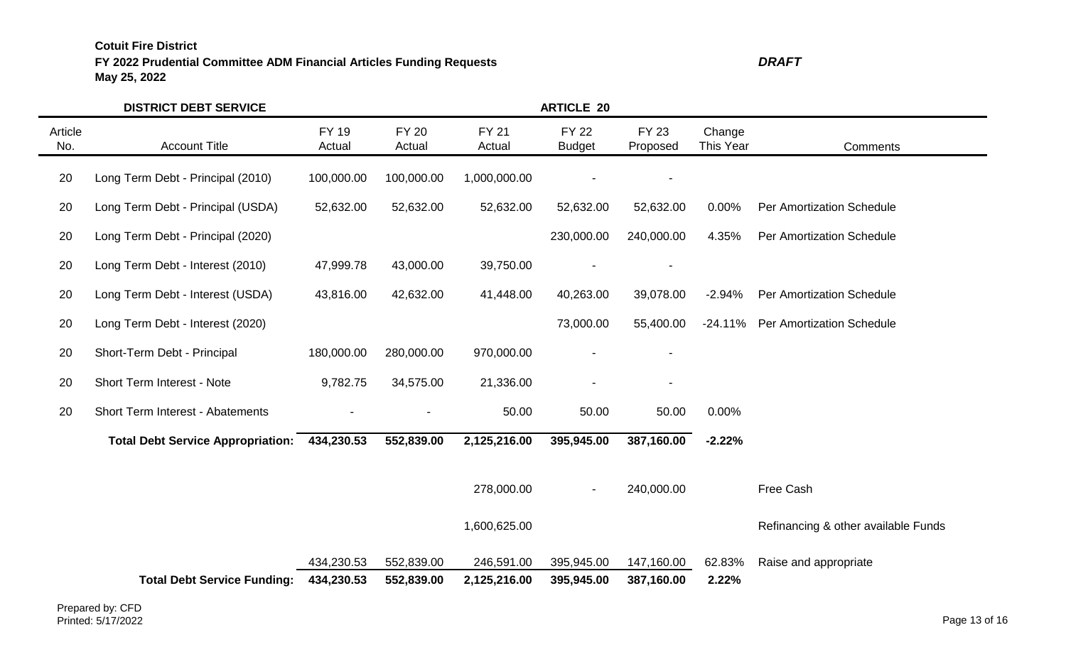**Cotuit Fire District**
**FY 2022 Prudential Committee ADM Financial Articles Funding Requests** ***DRAFT***
**May 25, 2022**

| **DISTRICT DEBT SERVICE** | | | | | **ARTICLE 20** | | | |
|---|---|---|---|---|---|---|---|---|
| Article No. | Account Title | FY 19 Actual | FY 20 Actual | FY 21 Actual | FY 22 Budget | FY 23 Proposed | Change This Year | Comments |
| 20 | Long Term Debt - Principal (2010) | 100,000.00 | 100,000.00 | 1,000,000.00 | - | - | | |
| 20 | Long Term Debt - Principal (USDA) | 52,632.00 | 52,632.00 | 52,632.00 | 52,632.00 | 52,632.00 | 0.00% | Per Amortization Schedule |
| 20 | Long Term Debt - Principal (2020) | | | | 230,000.00 | 240,000.00 | 4.35% | Per Amortization Schedule |
| 20 | Long Term Debt - Interest (2010) | 47,999.78 | 43,000.00 | 39,750.00 | - | - | | |
| 20 | Long Term Debt - Interest (USDA) | 43,816.00 | 42,632.00 | 41,448.00 | 40,263.00 | 39,078.00 | -2.94% | Per Amortization Schedule |
| 20 | Long Term Debt - Interest (2020) | | | | 73,000.00 | 55,400.00 | -24.11% | Per Amortization Schedule |
| 20 | Short-Term Debt - Principal | 180,000.00 | 280,000.00 | 970,000.00 | - | - | | |
| 20 | Short Term Interest - Note | 9,782.75 | 34,575.00 | 21,336.00 | - | - | | |
| 20 | Short Term Interest - Abatements | - | - | 50.00 | 50.00 | 50.00 | 0.00% | |
| | **Total Debt Service Appropriation:** | **434,230.53** | **552,839.00** | **2,125,216.00** | **395,945.00** | **387,160.00** | **-2.22%** | |
| | | | | 278,000.00 | - | 240,000.00 | | Free Cash |
| | | | | 1,600,625.00 | | | | Refinancing & other available Funds |
| | | 434,230.53 | 552,839.00 | 246,591.00 | 395,945.00 | 147,160.00 | 62.83% | Raise and appropriate |
| | **Total Debt Service Funding:** | **434,230.53** | **552,839.00** | **2,125,216.00** | **395,945.00** | **387,160.00** | **2.22%** | |

Prepared by: CFD
Printed: 5/17/2022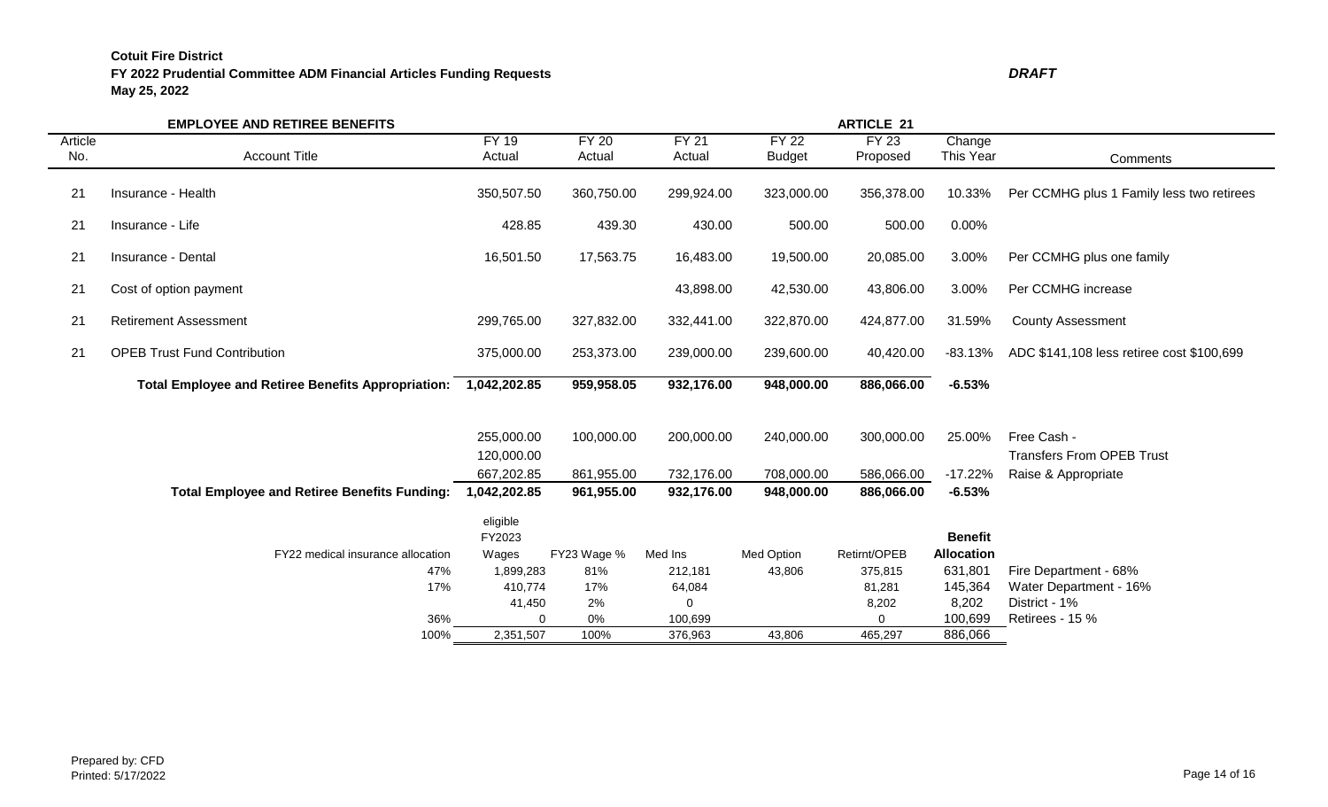**Cotuit Fire District**
**FY 2022 Prudential Committee ADM Financial Articles Funding Requests** ***DRAFT***
**May 25, 2022**

**EMPLOYEE AND RETIREE BENEFITS** **ARTICLE 21**

| Article No. | Account Title | FY 19 Actual | FY 20 Actual | FY 21 Actual | FY 22 Budget | FY 23 Proposed | Change This Year | Comments |
|---|---|---|---|---|---|---|---|---|
| 21 | Insurance - Health | 350,507.50 | 360,750.00 | 299,924.00 | 323,000.00 | 356,378.00 | 10.33% | Per CCMHG plus 1 Family less two retirees |
| 21 | Insurance - Life | 428.85 | 439.30 | 430.00 | 500.00 | 500.00 | 0.00% | |
| 21 | Insurance - Dental | 16,501.50 | 17,563.75 | 16,483.00 | 19,500.00 | 20,085.00 | 3.00% | Per CCMHG plus one family |
| 21 | Cost of option payment | | | 43,898.00 | 42,530.00 | 43,806.00 | 3.00% | Per CCMHG increase |
| 21 | Retirement Assessment | 299,765.00 | 327,832.00 | 332,441.00 | 322,870.00 | 424,877.00 | 31.59% | County Assessment |
| 21 | OPEB Trust Fund Contribution | 375,000.00 | 253,373.00 | 239,000.00 | 239,600.00 | 40,420.00 | -83.13% | ADC $141,108 less retiree cost $100,699 |
| | **Total Employee and Retiree Benefits Appropriation:** | **1,042,202.85** | **959,958.05** | **932,176.00** | **948,000.00** | **886,066.00** | **-6.53%** | |
| | | 255,000.00 | 100,000.00 | 200,000.00 | 240,000.00 | 300,000.00 | 25.00% | Free Cash - |
| | | 120,000.00 | | | | | | Transfers From OPEB Trust |
| | | 667,202.85 | 861,955.00 | 732,176.00 | 708,000.00 | 586,066.00 | -17.22% | Raise & Appropriate |
| | **Total Employee and Retiree Benefits Funding:** | **1,042,202.85** | **961,955.00** | **932,176.00** | **948,000.00** | **886,066.00** | **-6.53%** | |

| FY22 medical insurance allocation | eligible FY2023 Wages | FY23 Wage % | Med Ins | Med Option | Retirmt/OPEB | **Benefit Allocation** | |
|---|---|---|---|---|---|---|---|
| 47% | 1,899,283 | 81% | 212,181 | 43,806 | 375,815 | 631,801 | Fire Department - 68% |
| 17% | 410,774 | 17% | 64,084 | | 81,281 | 145,364 | Water Department - 16% |
| | 41,450 | 2% | 0 | | 8,202 | 8,202 | District - 1% |
| 36% | 0 | 0% | 100,699 | | 0 | 100,699 | Retirees - 15 % |
| 100% | 2,351,507 | 100% | 376,963 | 43,806 | 465,297 | 886,066 | |

Prepared by: CFD
Printed: 5/17/2022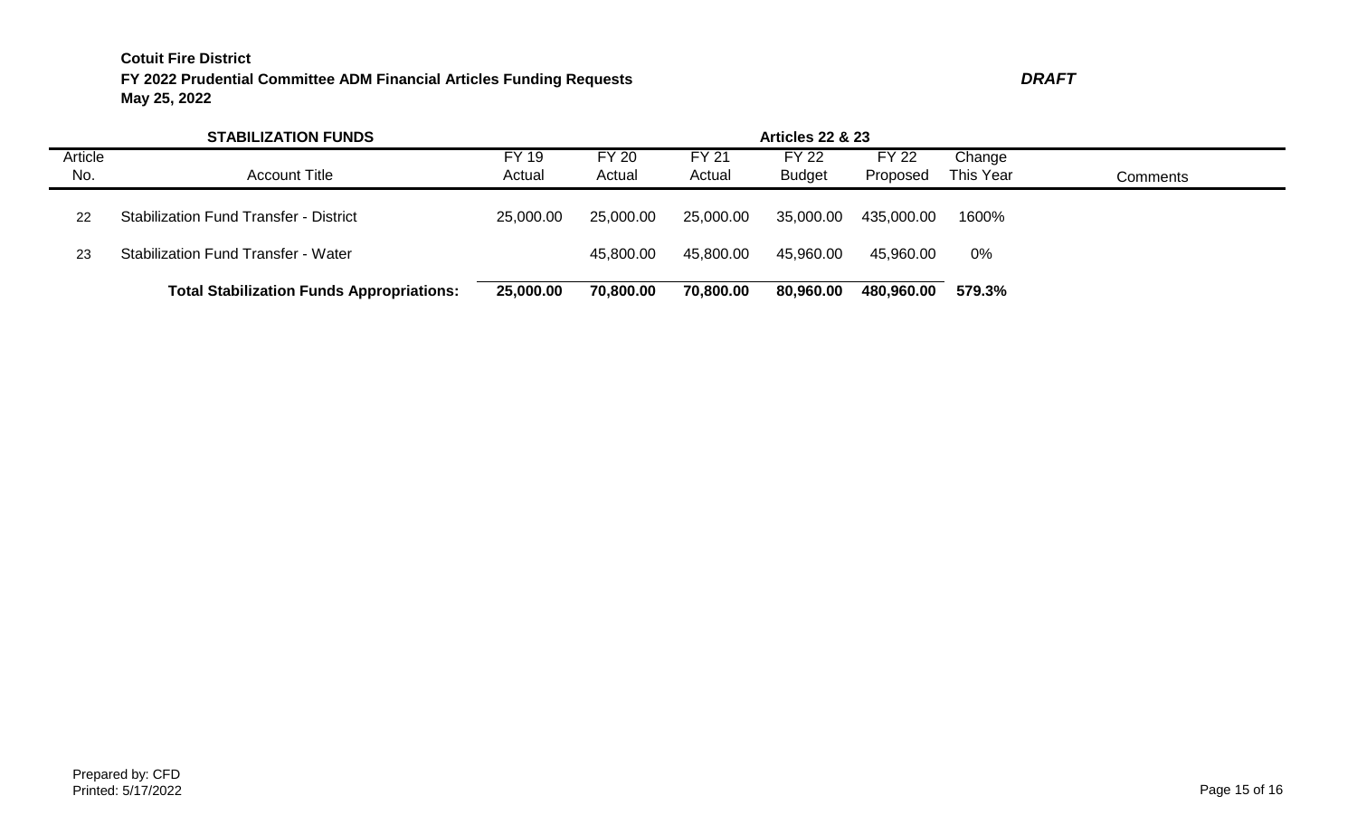**Cotuit Fire District**
**FY 2022 Prudential Committee ADM Financial Articles Funding Requests** ***DRAFT***
**May 25, 2022**

| **STABILIZATION FUNDS** | | | | | **Articles 22 & 23** | | | |
|---|---|---|---|---|---|---|---|---|
| Article No. | Account Title | FY 19 Actual | FY 20 Actual | FY 21 Actual | FY 22 Budget | FY 22 Proposed | Change This Year | Comments |
| 22 | Stabilization Fund Transfer - District | 25,000.00 | 25,000.00 | 25,000.00 | 35,000.00 | 435,000.00 | 1600% | |
| 23 | Stabilization Fund Transfer - Water | | 45,800.00 | 45,800.00 | 45,960.00 | 45,960.00 | 0% | |
| | **Total Stabilization Funds Appropriations:** | **25,000.00** | **70,800.00** | **70,800.00** | **80,960.00** | **480,960.00** | **579.3%** | |

Prepared by: CFD
Printed: 5/17/2022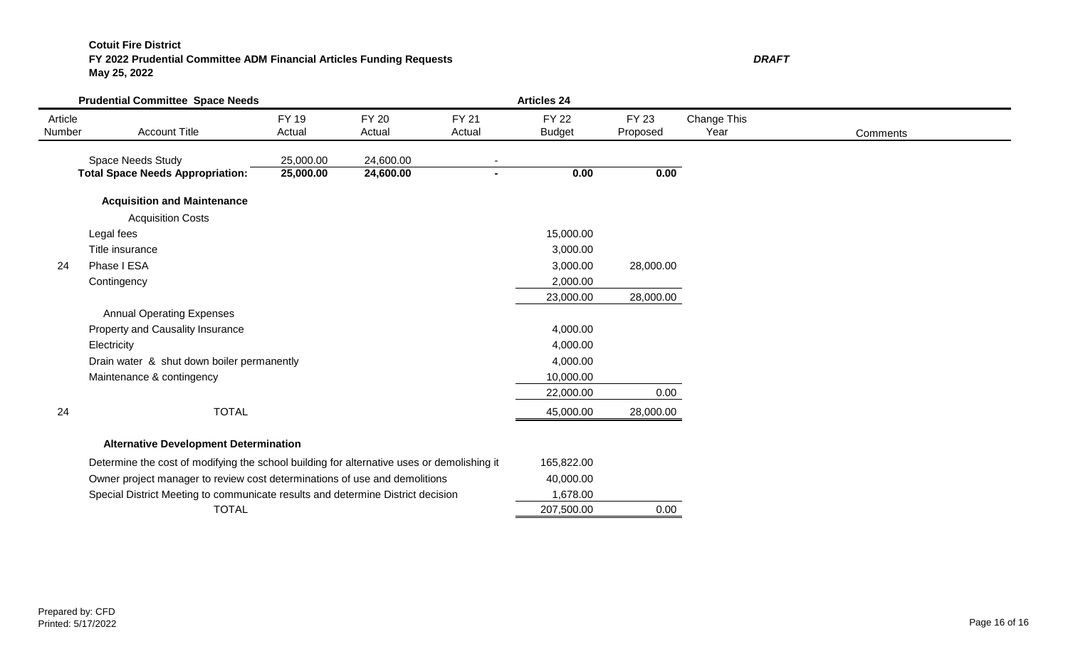**Cotuit Fire District**
**FY 2022 Prudential Committee ADM Financial Articles Funding Requests** ***DRAFT***
**May 25, 2022**

| **Prudential Committee Space Needs** | | | | | **Articles 24** | | | |
|---|---|---|---|---|---|---|---|---|
| Article Number | Account Title | FY 19 Actual | FY 20 Actual | FY 21 Actual | FY 22 Budget | FY 23 Proposed | Change This Year | Comments |
| | Space Needs Study | 25,000.00 | 24,600.00 | - | | | | |
| | **Total Space Needs Appropriation:** | **25,000.00** | **24,600.00** | **-** | **0.00** | **0.00** | | |
| | **Acquisition and Maintenance** | | | | | | | |
| | Acquisition Costs | | | | | | | |
| | Legal fees | | | | 15,000.00 | | | |
| | Title insurance | | | | 3,000.00 | | | |
| 24 | Phase I ESA | | | | 3,000.00 | 28,000.00 | | |
| | Contingency | | | | 2,000.00 | | | |
| | | | | | 23,000.00 | 28,000.00 | | |
| | Annual Operating Expenses | | | | | | | |
| | Property and Causality Insurance | | | | 4,000.00 | | | |
| | Electricity | | | | 4,000.00 | | | |
| | Drain water & shut down boiler permanently | | | | 4,000.00 | | | |
| | Maintenance & contingency | | | | 10,000.00 | | | |
| | | | | | 22,000.00 | 0.00 | | |
| 24 | TOTAL | | | | 45,000.00 | 28,000.00 | | |
| | **Alternative Development Determination** | | | | | | | |
| | Determine the cost of modifying the school building for alternative uses or demolishing it | | | | 165,822.00 | | | |
| | Owner project manager to review cost determinations of use and demolitions | | | | 40,000.00 | | | |
| | Special District Meeting to communicate results and determine District decision | | | | 1,678.00 | | | |
| | TOTAL | | | | 207,500.00 | 0.00 | | |

Prepared by: CFD
Printed: 5/17/2022